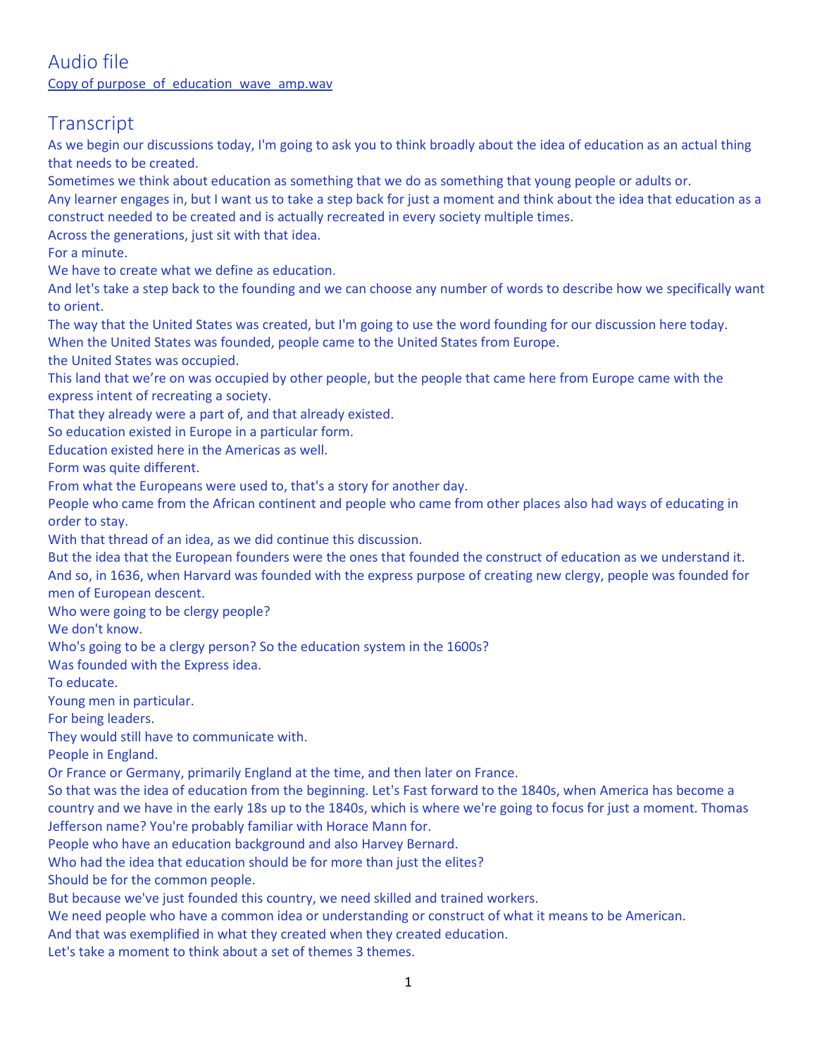## Audio file

Copy of purpose_of_education_wave_amp.wav

## Transcript

As we begin our discussions today, I'm going to ask you to think broadly about the idea of education as an actual thing that needs to be created.

Sometimes we think about education as something that we do as something that young people or adults or.

Any learner engages in, but I want us to take a step back for just a moment and think about the idea that education as a construct needed to be created and is actually recreated in every society multiple times.

Across the generations, just sit with that idea.

For a minute.

We have to create what we define as education.

And let's take a step back to the founding and we can choose any number of words to describe how we specifically want to orient.

The way that the United States was created, but I'm going to use the word founding for our discussion here today.

When the United States was founded, people came to the United States from Europe.

the United States was occupied.

This land that we're on was occupied by other people, but the people that came here from Europe came with the express intent of recreating a society.

That they already were a part of, and that already existed.

So education existed in Europe in a particular form.

Education existed here in the Americas as well.

Form was quite different.

From what the Europeans were used to, that's a story for another day.

People who came from the African continent and people who came from other places also had ways of educating in order to stay.

With that thread of an idea, as we did continue this discussion.

But the idea that the European founders were the ones that founded the construct of education as we understand it.

And so, in 1636, when Harvard was founded with the express purpose of creating new clergy, people was founded for men of European descent.

Who were going to be clergy people?

We don't know.

Who's going to be a clergy person? So the education system in the 1600s?

Was founded with the Express idea.

To educate.

Young men in particular.

For being leaders.

They would still have to communicate with.

People in England.

Or France or Germany, primarily England at the time, and then later on France.

So that was the idea of education from the beginning. Let's Fast forward to the 1840s, when America has become a country and we have in the early 18s up to the 1840s, which is where we're going to focus for just a moment. Thomas Jefferson name? You're probably familiar with Horace Mann for.

People who have an education background and also Harvey Bernard.

Who had the idea that education should be for more than just the elites?

Should be for the common people.

But because we've just founded this country, we need skilled and trained workers.

We need people who have a common idea or understanding or construct of what it means to be American.

And that was exemplified in what they created when they created education.

Let's take a moment to think about a set of themes 3 themes.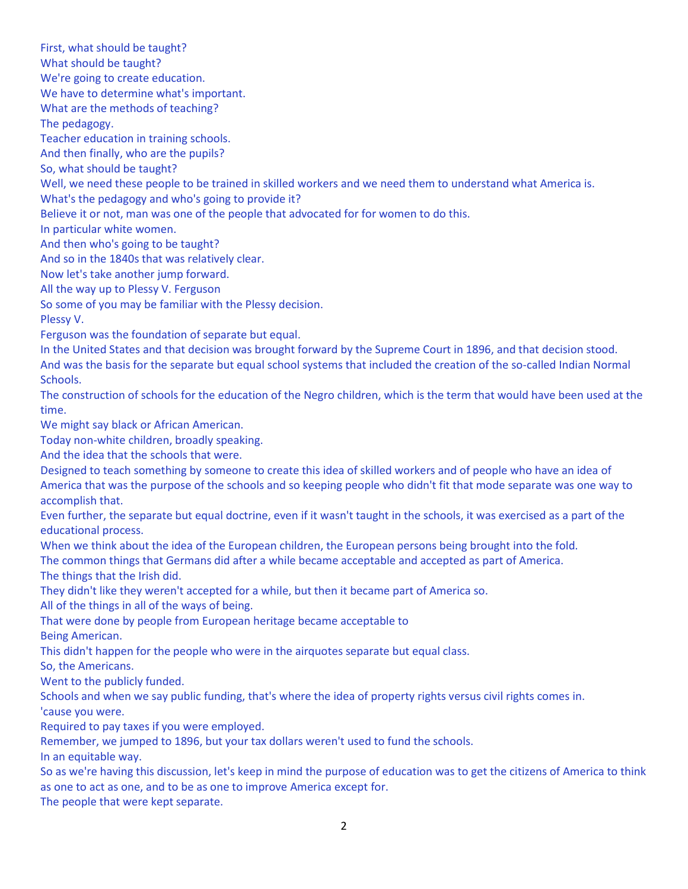First, what should be taught?
What should be taught?
We're going to create education.
We have to determine what's important.
What are the methods of teaching?
The pedagogy.
Teacher education in training schools.
And then finally, who are the pupils?
So, what should be taught?
Well, we need these people to be trained in skilled workers and we need them to understand what America is.
What's the pedagogy and who's going to provide it?
Believe it or not, man was one of the people that advocated for for women to do this.
In particular white women.
And then who's going to be taught?
And so in the 1840s that was relatively clear.
Now let's take another jump forward.
All the way up to Plessy V. Ferguson
So some of you may be familiar with the Plessy decision.
Plessy V.
Ferguson was the foundation of separate but equal.
In the United States and that decision was brought forward by the Supreme Court in 1896, and that decision stood.
And was the basis for the separate but equal school systems that included the creation of the so-called Indian Normal Schools.
The construction of schools for the education of the Negro children, which is the term that would have been used at the time.
We might say black or African American.
Today non-white children, broadly speaking.
And the idea that the schools that were.
Designed to teach something by someone to create this idea of skilled workers and of people who have an idea of America that was the purpose of the schools and so keeping people who didn't fit that mode separate was one way to accomplish that.
Even further, the separate but equal doctrine, even if it wasn't taught in the schools, it was exercised as a part of the educational process.
When we think about the idea of the European children, the European persons being brought into the fold.
The common things that Germans did after a while became acceptable and accepted as part of America.
The things that the Irish did.
They didn't like they weren't accepted for a while, but then it became part of America so.
All of the things in all of the ways of being.
That were done by people from European heritage became acceptable to
Being American.
This didn't happen for the people who were in the airquotes separate but equal class.
So, the Americans.
Went to the publicly funded.
Schools and when we say public funding, that's where the idea of property rights versus civil rights comes in.
'cause you were.
Required to pay taxes if you were employed.
Remember, we jumped to 1896, but your tax dollars weren't used to fund the schools.
In an equitable way.
So as we're having this discussion, let's keep in mind the purpose of education was to get the citizens of America to think as one to act as one, and to be as one to improve America except for.
The people that were kept separate.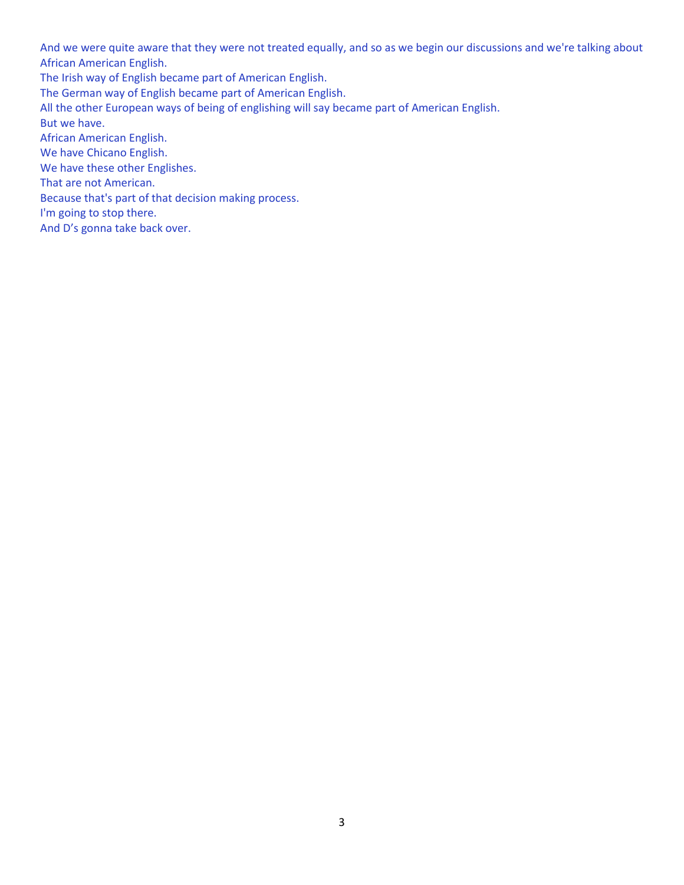And we were quite aware that they were not treated equally, and so as we begin our discussions and we're talking about African American English.

The Irish way of English became part of American English.

The German way of English became part of American English.

All the other European ways of being of englishing will say became part of American English.

But we have.

African American English.

We have Chicano English.

We have these other Englishes.

That are not American.

Because that's part of that decision making process.

I'm going to stop there.

And D's gonna take back over.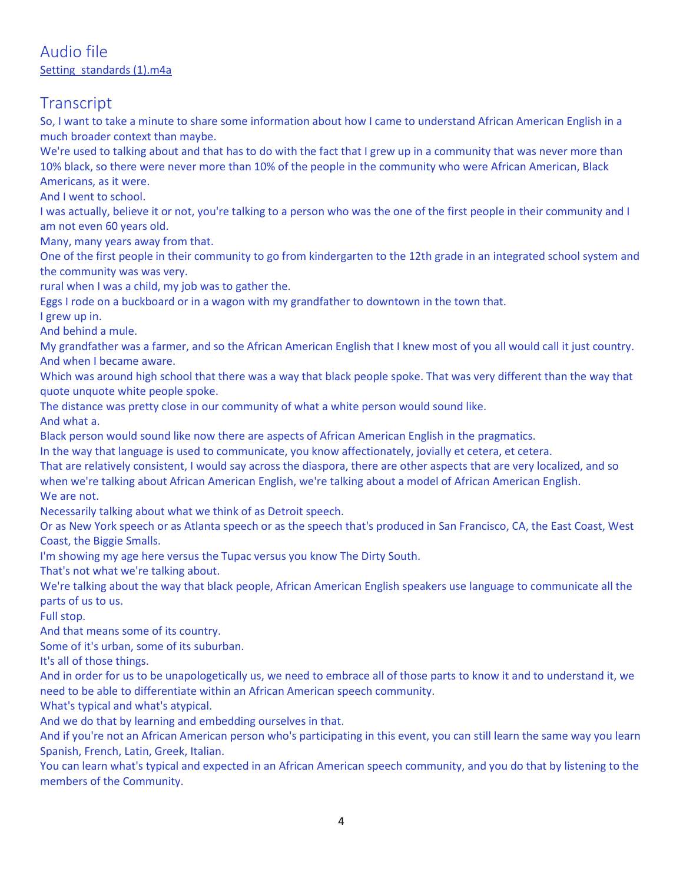## Audio file

Setting_standards (1).m4a

## Transcript

So, I want to take a minute to share some information about how I came to understand African American English in a much broader context than maybe.

We're used to talking about and that has to do with the fact that I grew up in a community that was never more than 10% black, so there were never more than 10% of the people in the community who were African American, Black Americans, as it were.

And I went to school.

I was actually, believe it or not, you're talking to a person who was the one of the first people in their community and I am not even 60 years old.

Many, many years away from that.

One of the first people in their community to go from kindergarten to the 12th grade in an integrated school system and the community was was very.

rural when I was a child, my job was to gather the.

Eggs I rode on a buckboard or in a wagon with my grandfather to downtown in the town that.

I grew up in.

And behind a mule.

My grandfather was a farmer, and so the African American English that I knew most of you all would call it just country.

And when I became aware.

Which was around high school that there was a way that black people spoke. That was very different than the way that quote unquote white people spoke.

The distance was pretty close in our community of what a white person would sound like.

And what a.

Black person would sound like now there are aspects of African American English in the pragmatics.

In the way that language is used to communicate, you know affectionately, jovially et cetera, et cetera.

That are relatively consistent, I would say across the diaspora, there are other aspects that are very localized, and so when we're talking about African American English, we're talking about a model of African American English.

We are not.

Necessarily talking about what we think of as Detroit speech.

Or as New York speech or as Atlanta speech or as the speech that's produced in San Francisco, CA, the East Coast, West Coast, the Biggie Smalls.

I'm showing my age here versus the Tupac versus you know The Dirty South.

That's not what we're talking about.

We're talking about the way that black people, African American English speakers use language to communicate all the parts of us to us.

Full stop.

And that means some of its country.

Some of it's urban, some of its suburban.

It's all of those things.

And in order for us to be unapologetically us, we need to embrace all of those parts to know it and to understand it, we need to be able to differentiate within an African American speech community.

What's typical and what's atypical.

And we do that by learning and embedding ourselves in that.

And if you're not an African American person who's participating in this event, you can still learn the same way you learn Spanish, French, Latin, Greek, Italian.

You can learn what's typical and expected in an African American speech community, and you do that by listening to the members of the Community.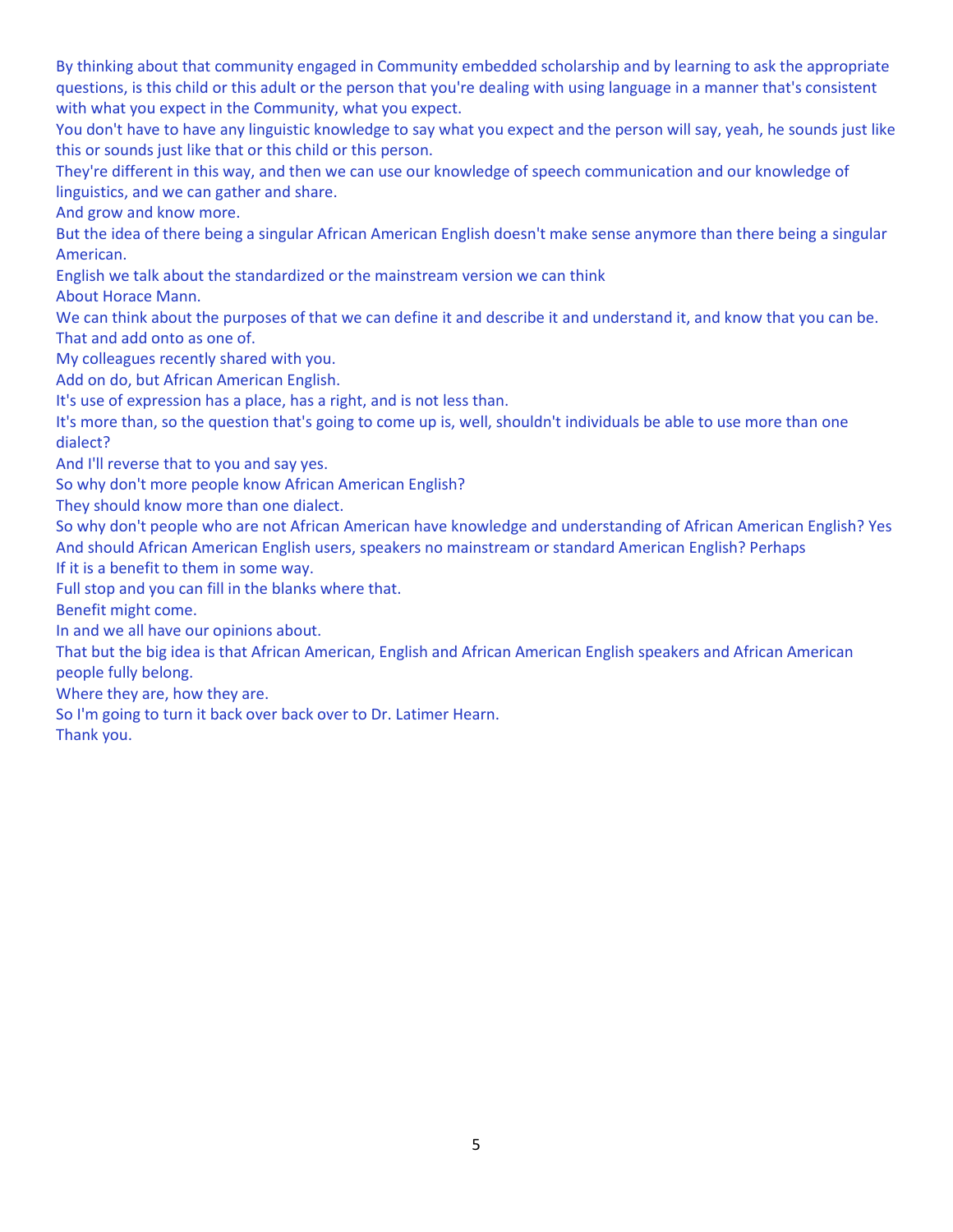By thinking about that community engaged in Community embedded scholarship and by learning to ask the appropriate questions, is this child or this adult or the person that you're dealing with using language in a manner that's consistent with what you expect in the Community, what you expect.

You don't have to have any linguistic knowledge to say what you expect and the person will say, yeah, he sounds just like this or sounds just like that or this child or this person.

They're different in this way, and then we can use our knowledge of speech communication and our knowledge of linguistics, and we can gather and share.

And grow and know more.

But the idea of there being a singular African American English doesn't make sense anymore than there being a singular American.

English we talk about the standardized or the mainstream version we can think

About Horace Mann.

We can think about the purposes of that we can define it and describe it and understand it, and know that you can be.

That and add onto as one of.

My colleagues recently shared with you.

Add on do, but African American English.

It's use of expression has a place, has a right, and is not less than.

It's more than, so the question that's going to come up is, well, shouldn't individuals be able to use more than one dialect?

And I'll reverse that to you and say yes.

So why don't more people know African American English?

They should know more than one dialect.

So why don't people who are not African American have knowledge and understanding of African American English? Yes

And should African American English users, speakers no mainstream or standard American English? Perhaps

If it is a benefit to them in some way.

Full stop and you can fill in the blanks where that.

Benefit might come.

In and we all have our opinions about.

That but the big idea is that African American, English and African American English speakers and African American people fully belong.

Where they are, how they are.

So I'm going to turn it back over back over to Dr. Latimer Hearn.

Thank you.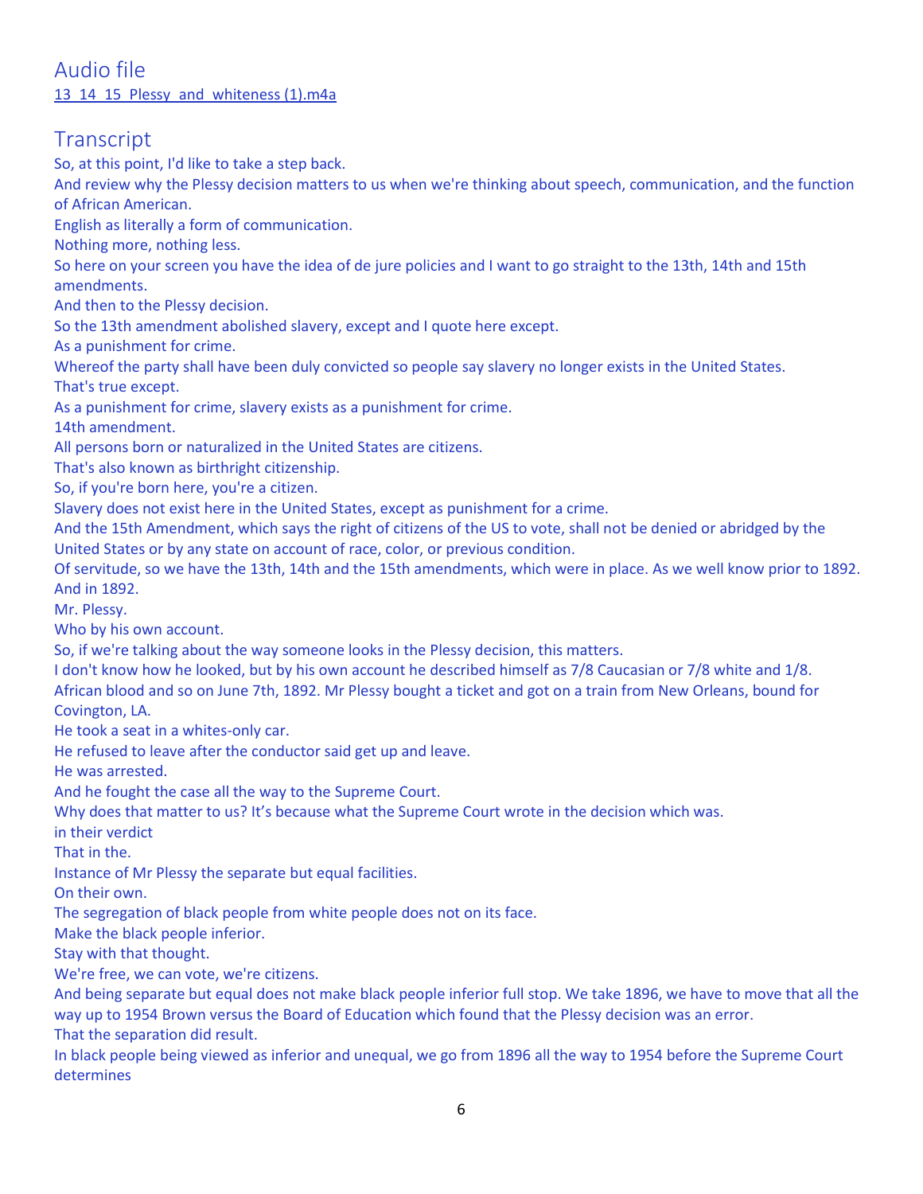## Audio file

13_14_15_Plessy_and_whiteness (1).m4a

## Transcript

So, at this point, I'd like to take a step back.

And review why the Plessy decision matters to us when we're thinking about speech, communication, and the function of African American.

English as literally a form of communication.

Nothing more, nothing less.

So here on your screen you have the idea of de jure policies and I want to go straight to the 13th, 14th and 15th amendments.

And then to the Plessy decision.

So the 13th amendment abolished slavery, except and I quote here except.

As a punishment for crime.

Whereof the party shall have been duly convicted so people say slavery no longer exists in the United States.

That's true except.

As a punishment for crime, slavery exists as a punishment for crime.

14th amendment.

All persons born or naturalized in the United States are citizens.

That's also known as birthright citizenship.

So, if you're born here, you're a citizen.

Slavery does not exist here in the United States, except as punishment for a crime.

And the 15th Amendment, which says the right of citizens of the US to vote, shall not be denied or abridged by the United States or by any state on account of race, color, or previous condition.

Of servitude, so we have the 13th, 14th and the 15th amendments, which were in place. As we well know prior to 1892. And in 1892.

Mr. Plessy.

Who by his own account.

So, if we're talking about the way someone looks in the Plessy decision, this matters.

I don't know how he looked, but by his own account he described himself as 7/8 Caucasian or 7/8 white and 1/8. African blood and so on June 7th, 1892. Mr Plessy bought a ticket and got on a train from New Orleans, bound for Covington, LA.

He took a seat in a whites-only car.

He refused to leave after the conductor said get up and leave.

He was arrested.

And he fought the case all the way to the Supreme Court.

Why does that matter to us? It's because what the Supreme Court wrote in the decision which was.

in their verdict

That in the.

Instance of Mr Plessy the separate but equal facilities.

On their own.

The segregation of black people from white people does not on its face.

Make the black people inferior.

Stay with that thought.

We're free, we can vote, we're citizens.

And being separate but equal does not make black people inferior full stop. We take 1896, we have to move that all the way up to 1954 Brown versus the Board of Education which found that the Plessy decision was an error.

That the separation did result.

In black people being viewed as inferior and unequal, we go from 1896 all the way to 1954 before the Supreme Court determines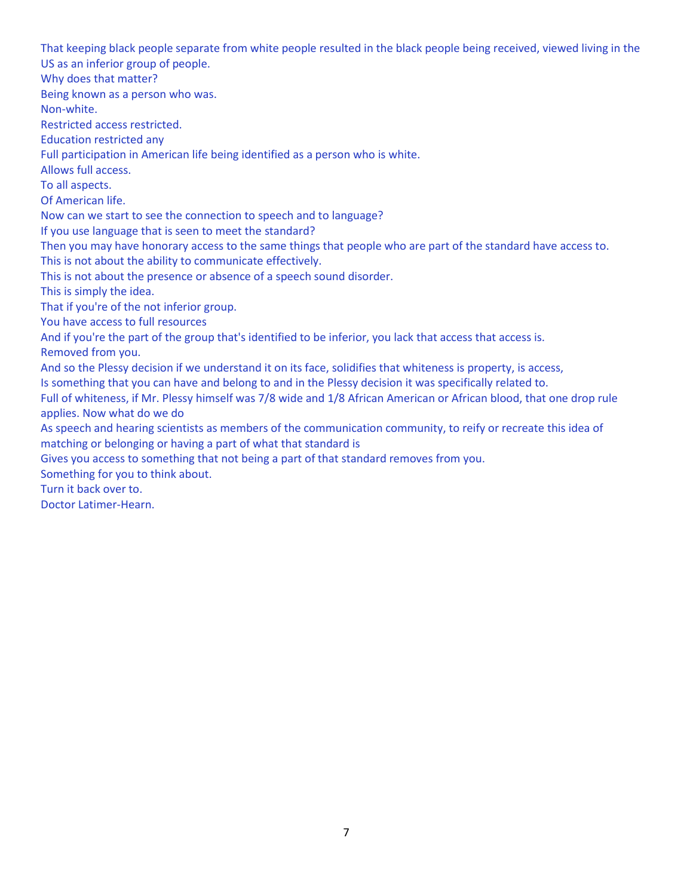That keeping black people separate from white people resulted in the black people being received, viewed living in the US as an inferior group of people.

Why does that matter?

Being known as a person who was.

Non-white.

Restricted access restricted.

Education restricted any

Full participation in American life being identified as a person who is white.

Allows full access.

To all aspects.

Of American life.

Now can we start to see the connection to speech and to language?

If you use language that is seen to meet the standard?

Then you may have honorary access to the same things that people who are part of the standard have access to.

This is not about the ability to communicate effectively.

This is not about the presence or absence of a speech sound disorder.

This is simply the idea.

That if you're of the not inferior group.

You have access to full resources

And if you're the part of the group that's identified to be inferior, you lack that access that access is.

Removed from you.

And so the Plessy decision if we understand it on its face, solidifies that whiteness is property, is access,

Is something that you can have and belong to and in the Plessy decision it was specifically related to.

Full of whiteness, if Mr. Plessy himself was 7/8 wide and 1/8 African American or African blood, that one drop rule applies. Now what do we do

As speech and hearing scientists as members of the communication community, to reify or recreate this idea of matching or belonging or having a part of what that standard is

Gives you access to something that not being a part of that standard removes from you.

Something for you to think about.

Turn it back over to.

Doctor Latimer-Hearn.